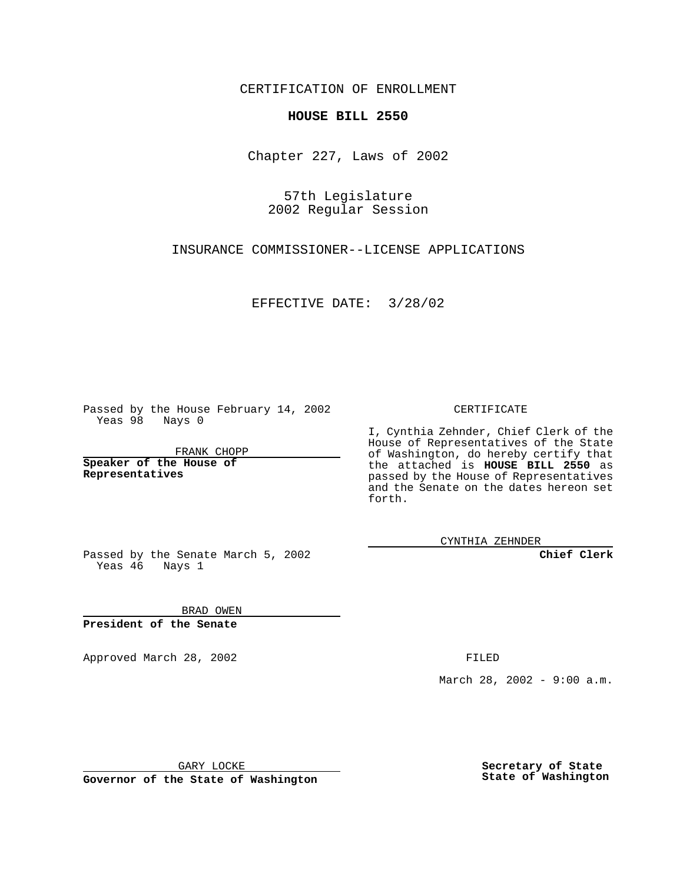CERTIFICATION OF ENROLLMENT

**HOUSE BILL 2550**

Chapter 227, Laws of 2002

57th Legislature
2002 Regular Session

INSURANCE COMMISSIONER--LICENSE APPLICATIONS

EFFECTIVE DATE: 3/28/02

Passed by the House February 14, 2002
Yeas 98 Nays 0

FRANK CHOPP

**Speaker of the House of Representatives**

Passed by the Senate March 5, 2002
Yeas 46 Nays 1

BRAD OWEN

**President of the Senate**

CERTIFICATE

I, Cynthia Zehnder, Chief Clerk of the House of Representatives of the State of Washington, do hereby certify that the attached is **HOUSE BILL 2550** as passed by the House of Representatives and the Senate on the dates hereon set forth.

CYNTHIA ZEHNDER

**Chief Clerk**

Approved March 28, 2002

FILED

March 28, 2002 - 9:00 a.m.

GARY LOCKE

**Governor of the State of Washington**

**Secretary of State**
**State of Washington**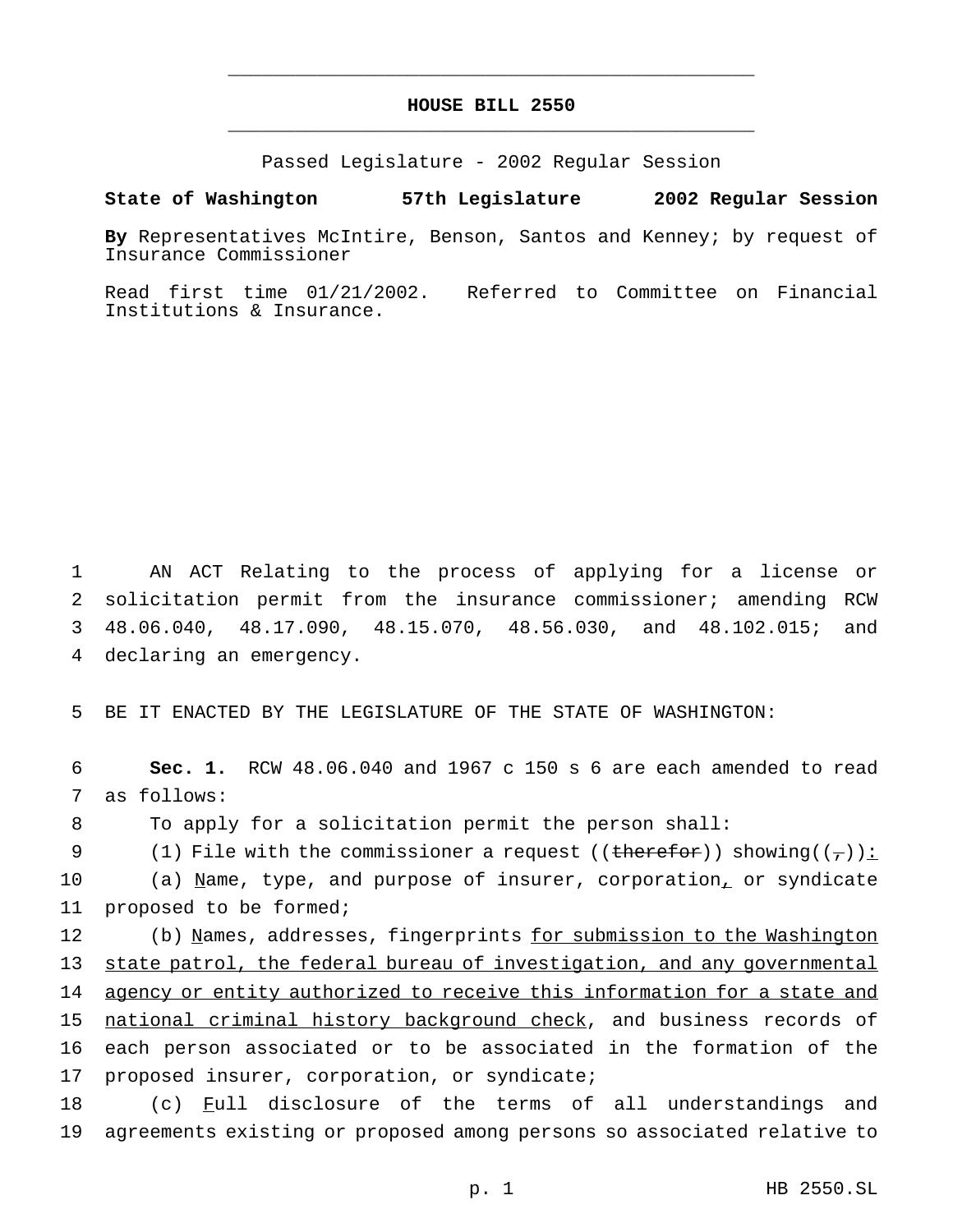# HOUSE BILL 2550

Passed Legislature - 2002 Regular Session

**State of Washington 57th Legislature 2002 Regular Session**

**By** Representatives McIntire, Benson, Santos and Kenney; by request of Insurance Commissioner

Read first time 01/21/2002. Referred to Committee on Financial Institutions & Insurance.

1 AN ACT Relating to the process of applying for a license or
2 solicitation permit from the insurance commissioner; amending RCW
3 48.06.040, 48.17.090, 48.15.070, 48.56.030, and 48.102.015; and
4 declaring an emergency.

5 BE IT ENACTED BY THE LEGISLATURE OF THE STATE OF WASHINGTON:

6 **Sec. 1.** RCW 48.06.040 and 1967 c 150 s 6 are each amended to read
7 as follows:

8 To apply for a solicitation permit the person shall:

9 (1) File with the commissioner a request ((~~therefor~~)) showing((~~,~~))<u>:</u>

10 (a) <u>N</u>ame, type, and purpose of insurer, corporation<u>,</u> or syndicate
11 proposed to be formed;

12 (b) <u>N</u>ames, addresses, fingerprints <u>for submission to the Washington</u>
13 <u>state patrol, the federal bureau of investigation, and any governmental</u>
14 <u>agency or entity authorized to receive this information for a state and</u>
15 <u>national criminal history background check</u>, and business records of
16 each person associated or to be associated in the formation of the
17 proposed insurer, corporation, or syndicate;

18 (c) <u>F</u>ull disclosure of the terms of all understandings and
19 agreements existing or proposed among persons so associated relative to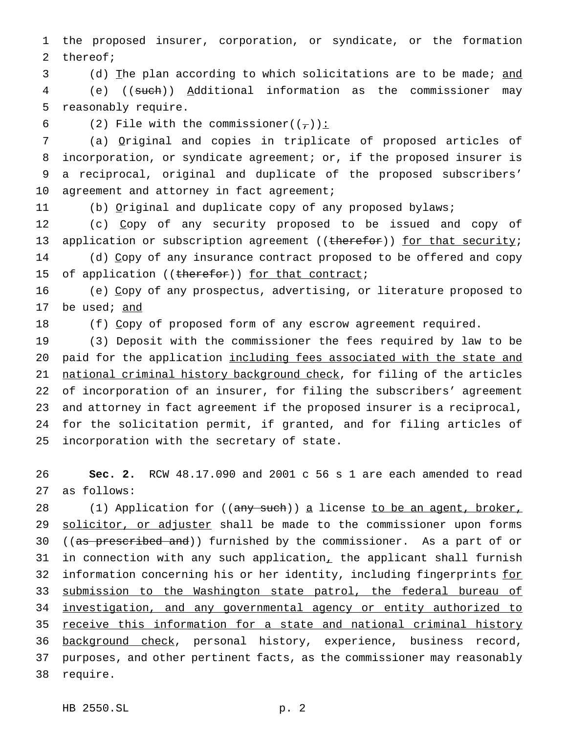the proposed insurer, corporation, or syndicate, or the formation thereof;

(d) The plan according to which solicitations are to be made; and

(e) ((such)) Additional information as the commissioner may reasonably require.

(2) File with the commissioner((,)):

(a) Original and copies in triplicate of proposed articles of incorporation, or syndicate agreement; or, if the proposed insurer is a reciprocal, original and duplicate of the proposed subscribers' agreement and attorney in fact agreement;

(b) Original and duplicate copy of any proposed bylaws;

(c) Copy of any security proposed to be issued and copy of application or subscription agreement ((therefor)) for that security;

(d) Copy of any insurance contract proposed to be offered and copy of application ((therefor)) for that contract;

(e) Copy of any prospectus, advertising, or literature proposed to be used; and

(f) Copy of proposed form of any escrow agreement required.

(3) Deposit with the commissioner the fees required by law to be paid for the application including fees associated with the state and national criminal history background check, for filing of the articles of incorporation of an insurer, for filing the subscribers' agreement and attorney in fact agreement if the proposed insurer is a reciprocal, for the solicitation permit, if granted, and for filing articles of incorporation with the secretary of state.

**Sec. 2.** RCW 48.17.090 and 2001 c 56 s 1 are each amended to read as follows:

(1) Application for ((any such)) a license to be an agent, broker, solicitor, or adjuster shall be made to the commissioner upon forms ((as prescribed and)) furnished by the commissioner. As a part of or in connection with any such application, the applicant shall furnish information concerning his or her identity, including fingerprints for submission to the Washington state patrol, the federal bureau of investigation, and any governmental agency or entity authorized to receive this information for a state and national criminal history background check, personal history, experience, business record, purposes, and other pertinent facts, as the commissioner may reasonably require.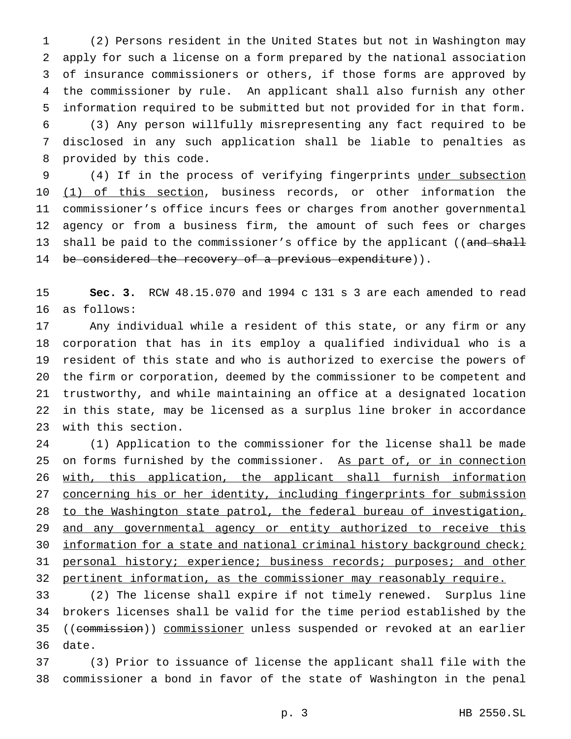(2) Persons resident in the United States but not in Washington may apply for such a license on a form prepared by the national association of insurance commissioners or others, if those forms are approved by the commissioner by rule. An applicant shall also furnish any other information required to be submitted but not provided for in that form.

(3) Any person willfully misrepresenting any fact required to be disclosed in any such application shall be liable to penalties as provided by this code.

(4) If in the process of verifying fingerprints under subsection (1) of this section, business records, or other information the commissioner's office incurs fees or charges from another governmental agency or from a business firm, the amount of such fees or charges shall be paid to the commissioner's office by the applicant ((and shall be considered the recovery of a previous expenditure)).

**Sec. 3.** RCW 48.15.070 and 1994 c 131 s 3 are each amended to read as follows:

Any individual while a resident of this state, or any firm or any corporation that has in its employ a qualified individual who is a resident of this state and who is authorized to exercise the powers of the firm or corporation, deemed by the commissioner to be competent and trustworthy, and while maintaining an office at a designated location in this state, may be licensed as a surplus line broker in accordance with this section.

(1) Application to the commissioner for the license shall be made on forms furnished by the commissioner. As part of, or in connection with, this application, the applicant shall furnish information concerning his or her identity, including fingerprints for submission to the Washington state patrol, the federal bureau of investigation, and any governmental agency or entity authorized to receive this information for a state and national criminal history background check; personal history; experience; business records; purposes; and other pertinent information, as the commissioner may reasonably require.

(2) The license shall expire if not timely renewed. Surplus line brokers licenses shall be valid for the time period established by the ((commission)) commissioner unless suspended or revoked at an earlier date.

(3) Prior to issuance of license the applicant shall file with the commissioner a bond in favor of the state of Washington in the penal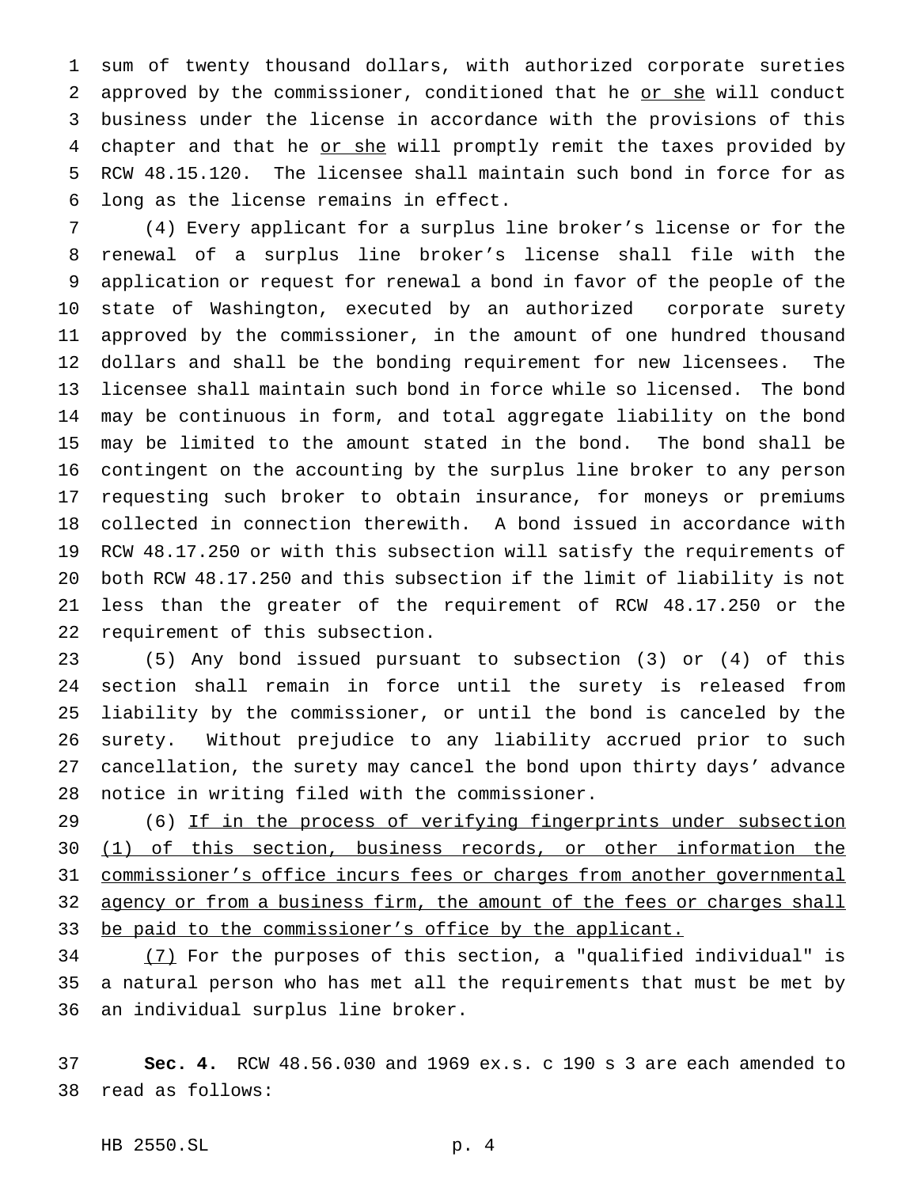sum of twenty thousand dollars, with authorized corporate sureties approved by the commissioner, conditioned that he <u>or she</u> will conduct business under the license in accordance with the provisions of this chapter and that he <u>or she</u> will promptly remit the taxes provided by RCW 48.15.120. The licensee shall maintain such bond in force for as long as the license remains in effect.

(4) Every applicant for a surplus line broker's license or for the renewal of a surplus line broker's license shall file with the application or request for renewal a bond in favor of the people of the state of Washington, executed by an authorized corporate surety approved by the commissioner, in the amount of one hundred thousand dollars and shall be the bonding requirement for new licensees. The licensee shall maintain such bond in force while so licensed. The bond may be continuous in form, and total aggregate liability on the bond may be limited to the amount stated in the bond. The bond shall be contingent on the accounting by the surplus line broker to any person requesting such broker to obtain insurance, for moneys or premiums collected in connection therewith. A bond issued in accordance with RCW 48.17.250 or with this subsection will satisfy the requirements of both RCW 48.17.250 and this subsection if the limit of liability is not less than the greater of the requirement of RCW 48.17.250 or the requirement of this subsection.

(5) Any bond issued pursuant to subsection (3) or (4) of this section shall remain in force until the surety is released from liability by the commissioner, or until the bond is canceled by the surety. Without prejudice to any liability accrued prior to such cancellation, the surety may cancel the bond upon thirty days' advance notice in writing filed with the commissioner.

(6) <u>If in the process of verifying fingerprints under subsection (1) of this section, business records, or other information the commissioner's office incurs fees or charges from another governmental agency or from a business firm, the amount of the fees or charges shall be paid to the commissioner's office by the applicant.</u>

<u>(7)</u> For the purposes of this section, a "qualified individual" is a natural person who has met all the requirements that must be met by an individual surplus line broker.

**Sec. 4.** RCW 48.56.030 and 1969 ex.s. c 190 s 3 are each amended to read as follows: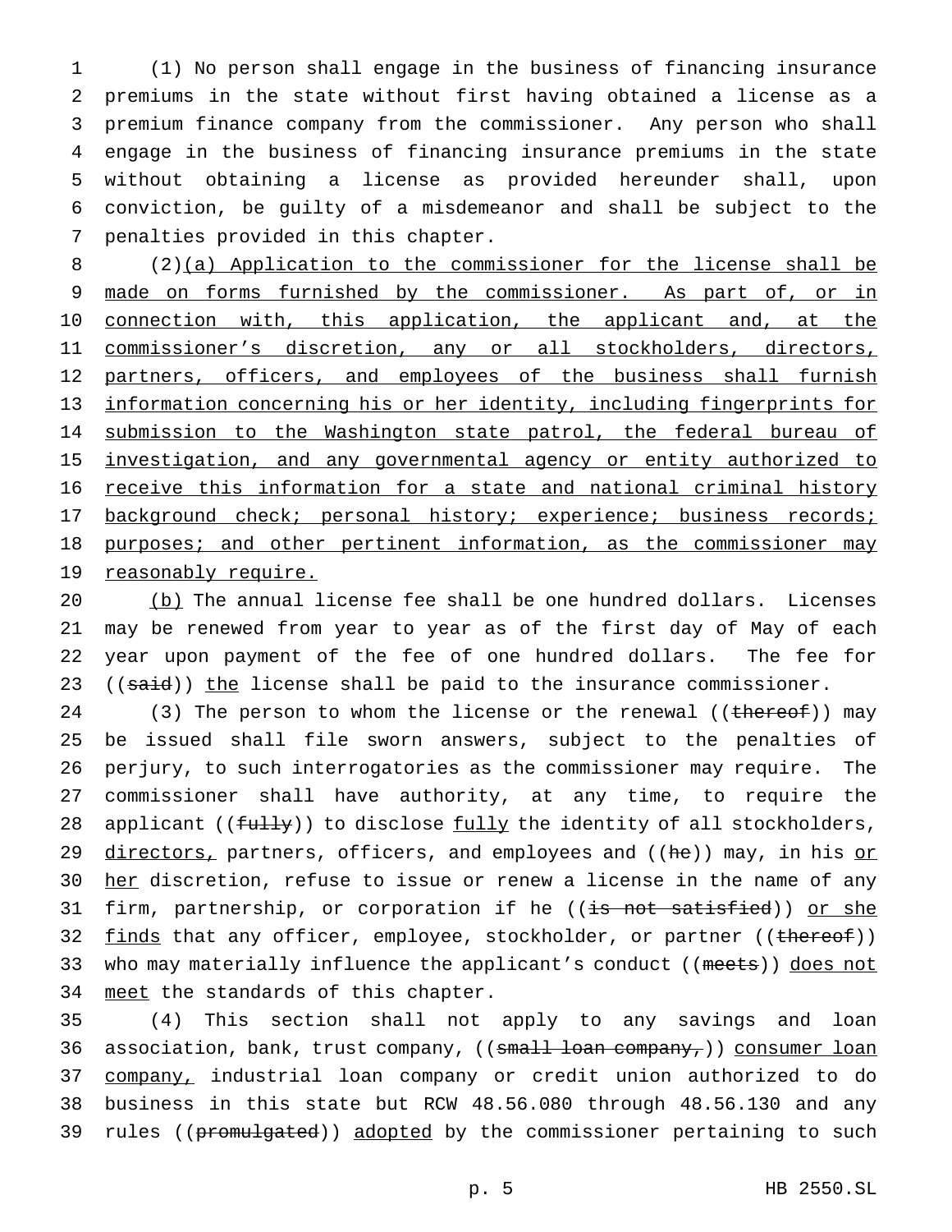(1) No person shall engage in the business of financing insurance premiums in the state without first having obtained a license as a premium finance company from the commissioner. Any person who shall engage in the business of financing insurance premiums in the state without obtaining a license as provided hereunder shall, upon conviction, be guilty of a misdemeanor and shall be subject to the penalties provided in this chapter.

(2)(a) Application to the commissioner for the license shall be made on forms furnished by the commissioner. As part of, or in connection with, this application, the applicant and, at the commissioner's discretion, any or all stockholders, directors, partners, officers, and employees of the business shall furnish information concerning his or her identity, including fingerprints for submission to the Washington state patrol, the federal bureau of investigation, and any governmental agency or entity authorized to receive this information for a state and national criminal history background check; personal history; experience; business records; purposes; and other pertinent information, as the commissioner may reasonably require.

(b) The annual license fee shall be one hundred dollars. Licenses may be renewed from year to year as of the first day of May of each year upon payment of the fee of one hundred dollars. The fee for ((~~said~~)) the license shall be paid to the insurance commissioner.

(3) The person to whom the license or the renewal ((~~thereof~~)) may be issued shall file sworn answers, subject to the penalties of perjury, to such interrogatories as the commissioner may require. The commissioner shall have authority, at any time, to require the applicant ((~~fully~~)) to disclose fully the identity of all stockholders, directors, partners, officers, and employees and ((~~he~~)) may, in his or her discretion, refuse to issue or renew a license in the name of any firm, partnership, or corporation if he ((~~is not satisfied~~)) or she finds that any officer, employee, stockholder, or partner ((~~thereof~~)) who may materially influence the applicant's conduct ((~~meets~~)) does not meet the standards of this chapter.

(4) This section shall not apply to any savings and loan association, bank, trust company, ((~~small loan company,~~)) consumer loan company, industrial loan company or credit union authorized to do business in this state but RCW 48.56.080 through 48.56.130 and any rules ((~~promulgated~~)) adopted by the commissioner pertaining to such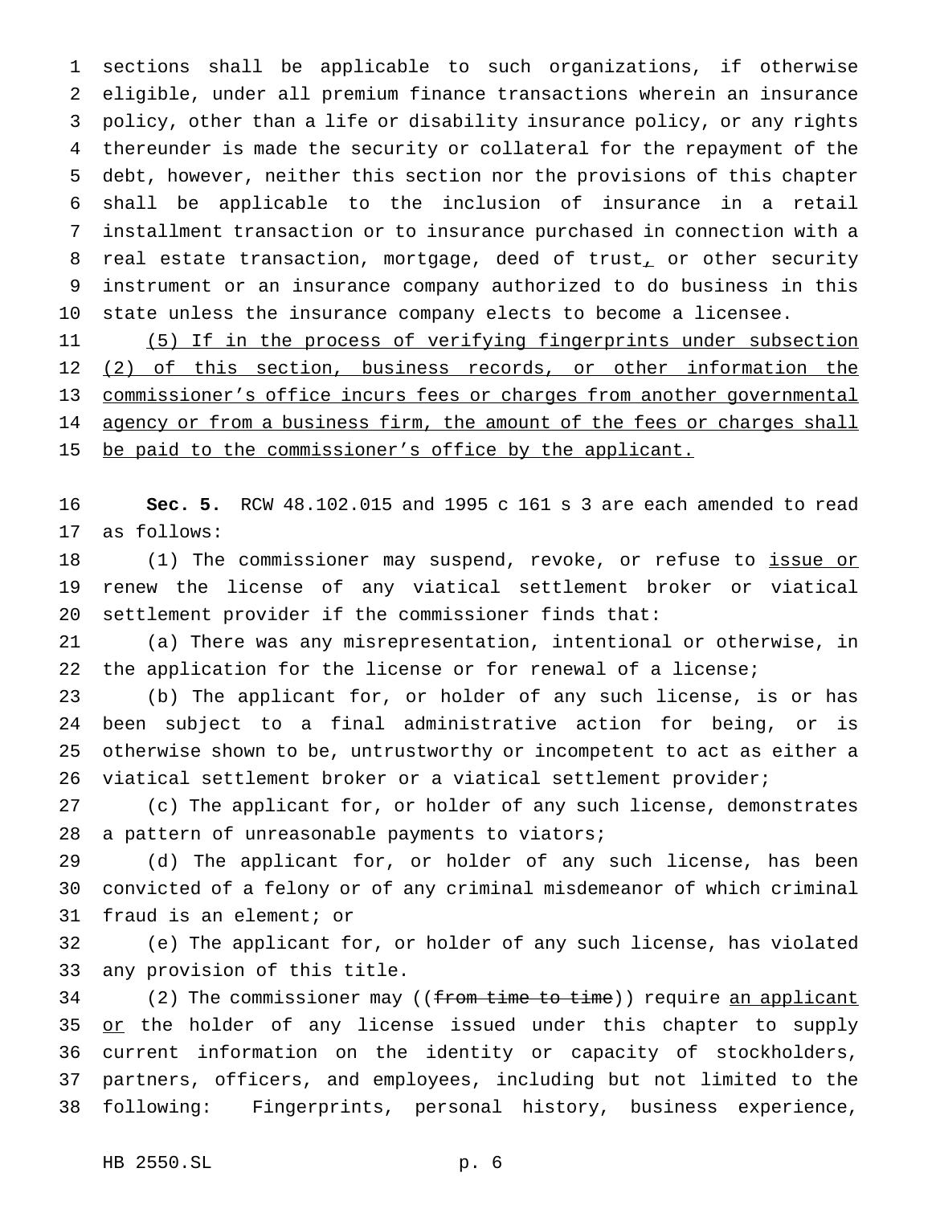sections shall be applicable to such organizations, if otherwise eligible, under all premium finance transactions wherein an insurance policy, other than a life or disability insurance policy, or any rights thereunder is made the security or collateral for the repayment of the debt, however, neither this section nor the provisions of this chapter shall be applicable to the inclusion of insurance in a retail installment transaction or to insurance purchased in connection with a real estate transaction, mortgage, deed of trust, or other security instrument or an insurance company authorized to do business in this state unless the insurance company elects to become a licensee.

(5) If in the process of verifying fingerprints under subsection (2) of this section, business records, or other information the commissioner's office incurs fees or charges from another governmental agency or from a business firm, the amount of the fees or charges shall be paid to the commissioner's office by the applicant.

**Sec. 5.** RCW 48.102.015 and 1995 c 161 s 3 are each amended to read as follows:

(1) The commissioner may suspend, revoke, or refuse to issue or renew the license of any viatical settlement broker or viatical settlement provider if the commissioner finds that:

(a) There was any misrepresentation, intentional or otherwise, in the application for the license or for renewal of a license;

(b) The applicant for, or holder of any such license, is or has been subject to a final administrative action for being, or is otherwise shown to be, untrustworthy or incompetent to act as either a viatical settlement broker or a viatical settlement provider;

(c) The applicant for, or holder of any such license, demonstrates a pattern of unreasonable payments to viators;

(d) The applicant for, or holder of any such license, has been convicted of a felony or of any criminal misdemeanor of which criminal fraud is an element; or

(e) The applicant for, or holder of any such license, has violated any provision of this title.

(2) The commissioner may ((~~from time to time~~)) require an applicant or the holder of any license issued under this chapter to supply current information on the identity or capacity of stockholders, partners, officers, and employees, including but not limited to the following: Fingerprints, personal history, business experience,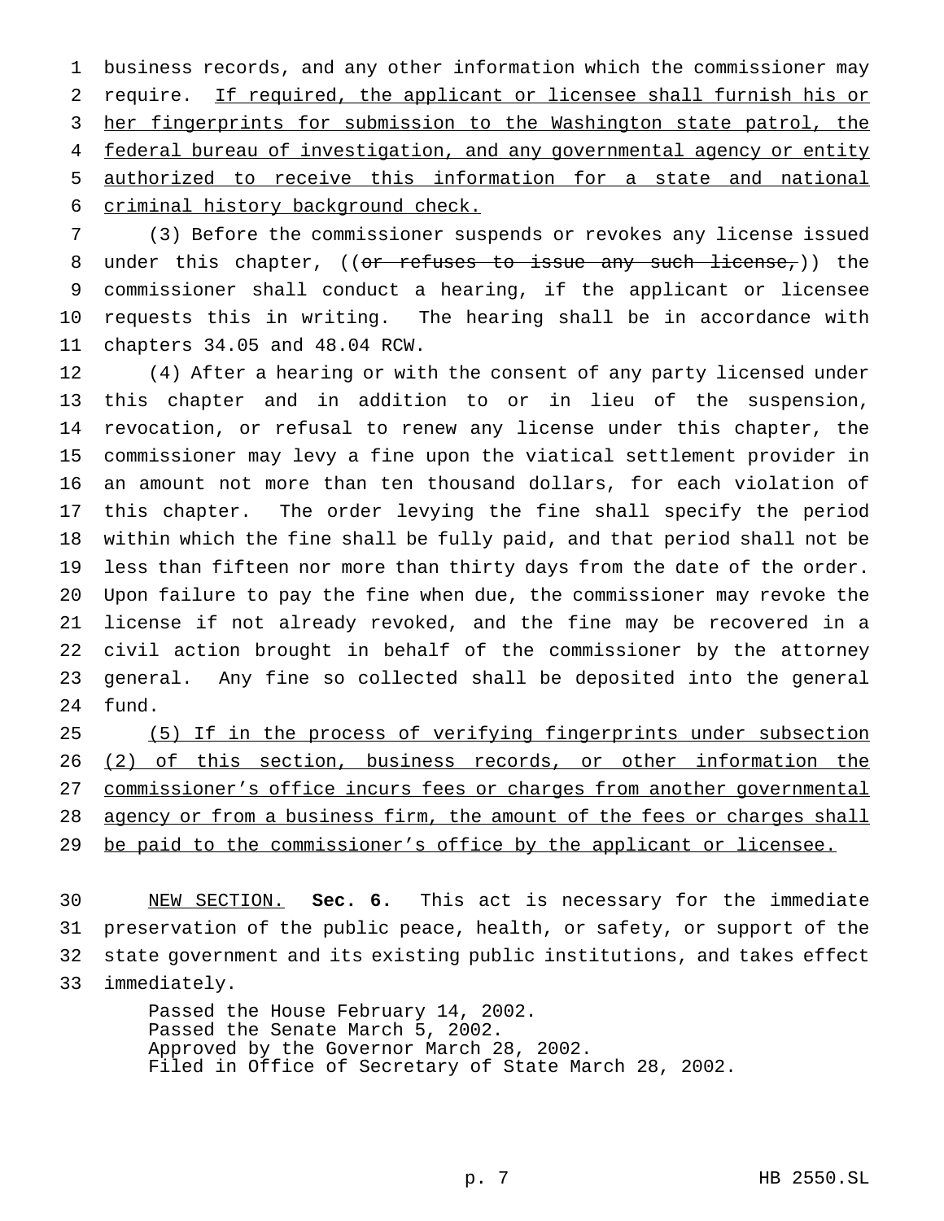business records, and any other information which the commissioner may require. <u>If required, the applicant or licensee shall furnish his or her fingerprints for submission to the Washington state patrol, the federal bureau of investigation, and any governmental agency or entity authorized to receive this information for a state and national criminal history background check.</u>

(3) Before the commissioner suspends or revokes any license issued under this chapter, ((~~or refuses to issue any such license,~~)) the commissioner shall conduct a hearing, if the applicant or licensee requests this in writing. The hearing shall be in accordance with chapters 34.05 and 48.04 RCW.

(4) After a hearing or with the consent of any party licensed under this chapter and in addition to or in lieu of the suspension, revocation, or refusal to renew any license under this chapter, the commissioner may levy a fine upon the viatical settlement provider in an amount not more than ten thousand dollars, for each violation of this chapter. The order levying the fine shall specify the period within which the fine shall be fully paid, and that period shall not be less than fifteen nor more than thirty days from the date of the order. Upon failure to pay the fine when due, the commissioner may revoke the license if not already revoked, and the fine may be recovered in a civil action brought in behalf of the commissioner by the attorney general. Any fine so collected shall be deposited into the general fund.

<u>(5) If in the process of verifying fingerprints under subsection (2) of this section, business records, or other information the commissioner's office incurs fees or charges from another governmental agency or from a business firm, the amount of the fees or charges shall be paid to the commissioner's office by the applicant or licensee.</u>

<u>NEW SECTION.</u> **Sec. 6.** This act is necessary for the immediate preservation of the public peace, health, or safety, or support of the state government and its existing public institutions, and takes effect immediately.

Passed the House February 14, 2002.
Passed the Senate March 5, 2002.
Approved by the Governor March 28, 2002.
Filed in Office of Secretary of State March 28, 2002.